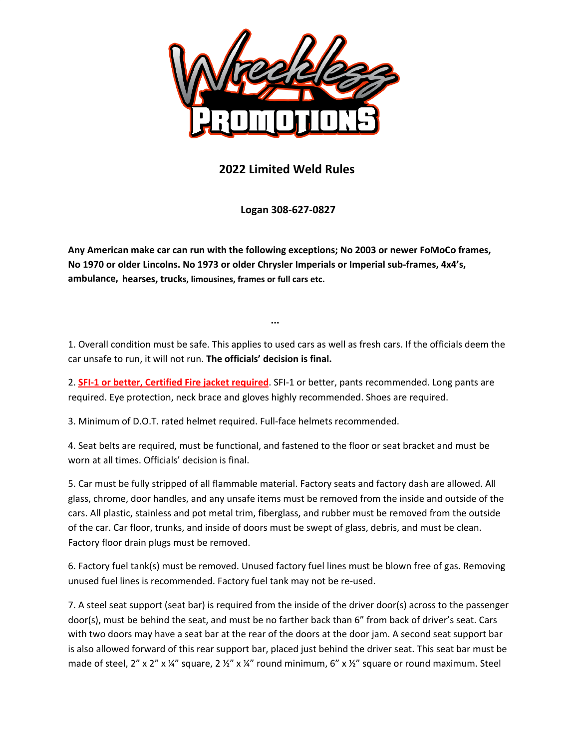# 2022 Limited Weld Rules

**Logan 308-627-0827**

**Any American make car can run with the following exceptions; No 2003 or newer FoMoCo frames, No 1970 or older Lincolns. No 1973 or older Chrysler Imperials or Imperial sub-frames, 4x4's, ambulance, hearses, trucks, limousines, frames or full cars etc.**

...

1. Overall condition must be safe. This applies to used cars as well as fresh cars. If the officials deem the car unsafe to run, it will not run. **The officials' decision is final.**

2. **SFI-1 or better, Certified Fire jacket required**. SFI-1 or better, pants recommended. Long pants are required. Eye protection, neck brace and gloves highly recommended. Shoes are required.

3. Minimum of D.O.T. rated helmet required. Full-face helmets recommended.

4. Seat belts are required, must be functional, and fastened to the floor or seat bracket and must be worn at all times. Officials' decision is final.

5. Car must be fully stripped of all flammable material. Factory seats and factory dash are allowed. All glass, chrome, door handles, and any unsafe items must be removed from the inside and outside of the cars. All plastic, stainless and pot metal trim, fiberglass, and rubber must be removed from the outside of the car. Car floor, trunks, and inside of doors must be swept of glass, debris, and must be clean. Factory floor drain plugs must be removed.

6. Factory fuel tank(s) must be removed. Unused factory fuel lines must be blown free of gas. Removing unused fuel lines is recommended. Factory fuel tank may not be re-used.

7. A steel seat support (seat bar) is required from the inside of the driver door(s) across to the passenger door(s), must be behind the seat, and must be no farther back than 6" from back of driver's seat. Cars with two doors may have a seat bar at the rear of the doors at the door jam. A second seat support bar is also allowed forward of this rear support bar, placed just behind the driver seat. This seat bar must be made of steel, 2" x 2" x ¼" square, 2 ½" x ¼" round minimum, 6" x ½" square or round maximum. Steel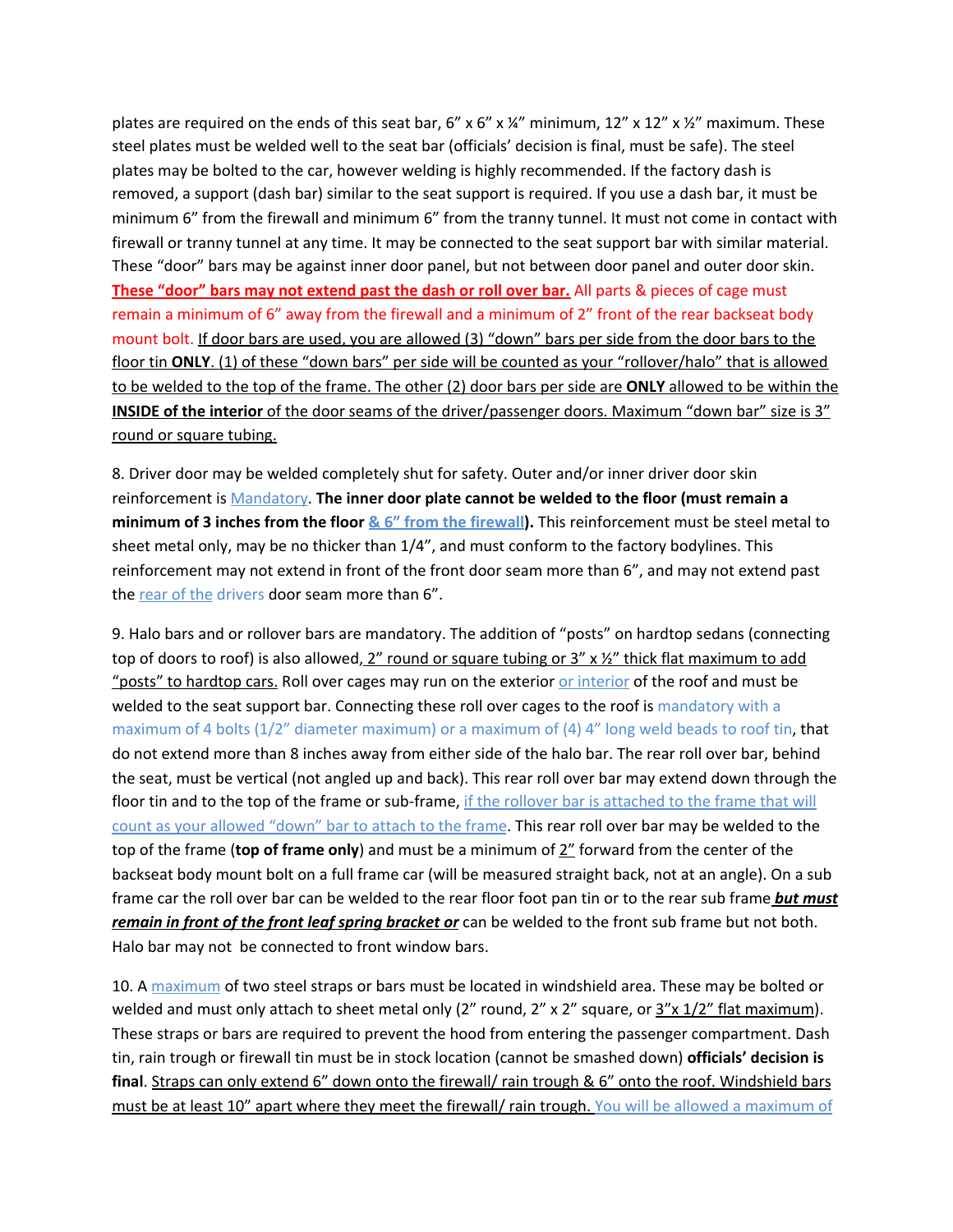plates are required on the ends of this seat bar, 6" x 6" x ¼" minimum, 12" x 12" x ½" maximum. These steel plates must be welded well to the seat bar (officials' decision is final, must be safe). The steel plates may be bolted to the car, however welding is highly recommended. If the factory dash is removed, a support (dash bar) similar to the seat support is required. If you use a dash bar, it must be minimum 6" from the firewall and minimum 6" from the tranny tunnel. It must not come in contact with firewall or tranny tunnel at any time. It may be connected to the seat support bar with similar material. These "door" bars may be against inner door panel, but not between door panel and outer door skin. **These "door" bars may not extend past the dash or roll over bar.** All parts & pieces of cage must remain a minimum of 6" away from the firewall and a minimum of 2" front of the rear backseat body mount bolt. If door bars are used, you are allowed (3) "down" bars per side from the door bars to the floor tin **ONLY**. (1) of these "down bars" per side will be counted as your "rollover/halo" that is allowed to be welded to the top of the frame. The other (2) door bars per side are **ONLY** allowed to be within the **INSIDE of the interior** of the door seams of the driver/passenger doors. Maximum "down bar" size is 3" round or square tubing.

8. Driver door may be welded completely shut for safety. Outer and/or inner driver door skin reinforcement is Mandatory. **The inner door plate cannot be welded to the floor (must remain a minimum of 3 inches from the floor & 6" from the firewall).** This reinforcement must be steel metal to sheet metal only, may be no thicker than 1/4", and must conform to the factory bodylines. This reinforcement may not extend in front of the front door seam more than 6", and may not extend past the rear of the drivers door seam more than 6".

9. Halo bars and or rollover bars are mandatory. The addition of "posts" on hardtop sedans (connecting top of doors to roof) is also allowed, 2" round or square tubing or 3" x ½" thick flat maximum to add "posts" to hardtop cars. Roll over cages may run on the exterior or interior of the roof and must be welded to the seat support bar. Connecting these roll over cages to the roof is mandatory with a maximum of 4 bolts (1/2" diameter maximum) or a maximum of (4) 4" long weld beads to roof tin, that do not extend more than 8 inches away from either side of the halo bar. The rear roll over bar, behind the seat, must be vertical (not angled up and back). This rear roll over bar may extend down through the floor tin and to the top of the frame or sub-frame, if the rollover bar is attached to the frame that will count as your allowed "down" bar to attach to the frame. This rear roll over bar may be welded to the top of the frame (**top of frame only**) and must be a minimum of 2" forward from the center of the backseat body mount bolt on a full frame car (will be measured straight back, not at an angle). On a sub frame car the roll over bar can be welded to the rear floor foot pan tin or to the rear sub frame ***but must remain in front of the front leaf spring bracket or*** can be welded to the front sub frame but not both. Halo bar may not be connected to front window bars.

10. A maximum of two steel straps or bars must be located in windshield area. These may be bolted or welded and must only attach to sheet metal only (2" round, 2" x 2" square, or 3"x 1/2" flat maximum). These straps or bars are required to prevent the hood from entering the passenger compartment. Dash tin, rain trough or firewall tin must be in stock location (cannot be smashed down) **officials' decision is final**. Straps can only extend 6" down onto the firewall/ rain trough & 6" onto the roof. Windshield bars must be at least 10" apart where they meet the firewall/ rain trough. You will be allowed a maximum of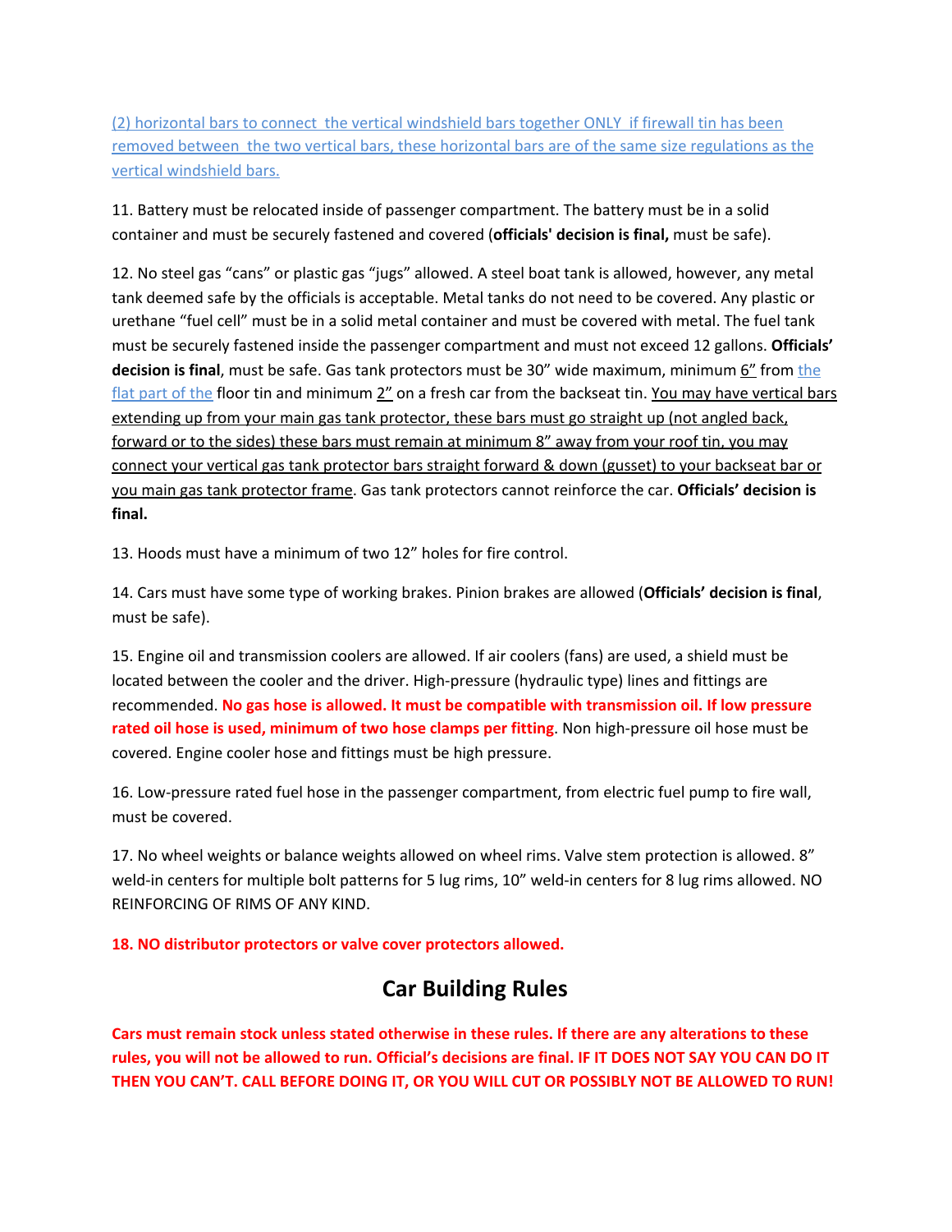(2) horizontal bars to connect the vertical windshield bars together ONLY if firewall tin has been removed between the two vertical bars, these horizontal bars are of the same size regulations as the vertical windshield bars.

11. Battery must be relocated inside of passenger compartment. The battery must be in a solid container and must be securely fastened and covered (**officials' decision is final,** must be safe).

12. No steel gas "cans" or plastic gas "jugs" allowed. A steel boat tank is allowed, however, any metal tank deemed safe by the officials is acceptable. Metal tanks do not need to be covered. Any plastic or urethane "fuel cell" must be in a solid metal container and must be covered with metal. The fuel tank must be securely fastened inside the passenger compartment and must not exceed 12 gallons. **Officials' decision is final**, must be safe. Gas tank protectors must be 30" wide maximum, minimum 6" from the flat part of the floor tin and minimum 2" on a fresh car from the backseat tin. You may have vertical bars extending up from your main gas tank protector, these bars must go straight up (not angled back, forward or to the sides) these bars must remain at minimum 8" away from your roof tin, you may connect your vertical gas tank protector bars straight forward & down (gusset) to your backseat bar or you main gas tank protector frame. Gas tank protectors cannot reinforce the car. **Officials' decision is final.**

13. Hoods must have a minimum of two 12" holes for fire control.

14. Cars must have some type of working brakes. Pinion brakes are allowed (**Officials' decision is final**, must be safe).

15. Engine oil and transmission coolers are allowed. If air coolers (fans) are used, a shield must be located between the cooler and the driver. High-pressure (hydraulic type) lines and fittings are recommended. **No gas hose is allowed. It must be compatible with transmission oil. If low pressure rated oil hose is used, minimum of two hose clamps per fitting**. Non high-pressure oil hose must be covered. Engine cooler hose and fittings must be high pressure.

16. Low-pressure rated fuel hose in the passenger compartment, from electric fuel pump to fire wall, must be covered.

17. No wheel weights or balance weights allowed on wheel rims. Valve stem protection is allowed. 8" weld-in centers for multiple bolt patterns for 5 lug rims, 10" weld-in centers for 8 lug rims allowed. NO REINFORCING OF RIMS OF ANY KIND.

**18. NO distributor protectors or valve cover protectors allowed.**

## Car Building Rules

**Cars must remain stock unless stated otherwise in these rules. If there are any alterations to these rules, you will not be allowed to run. Official's decisions are final. IF IT DOES NOT SAY YOU CAN DO IT THEN YOU CAN'T. CALL BEFORE DOING IT, OR YOU WILL CUT OR POSSIBLY NOT BE ALLOWED TO RUN!**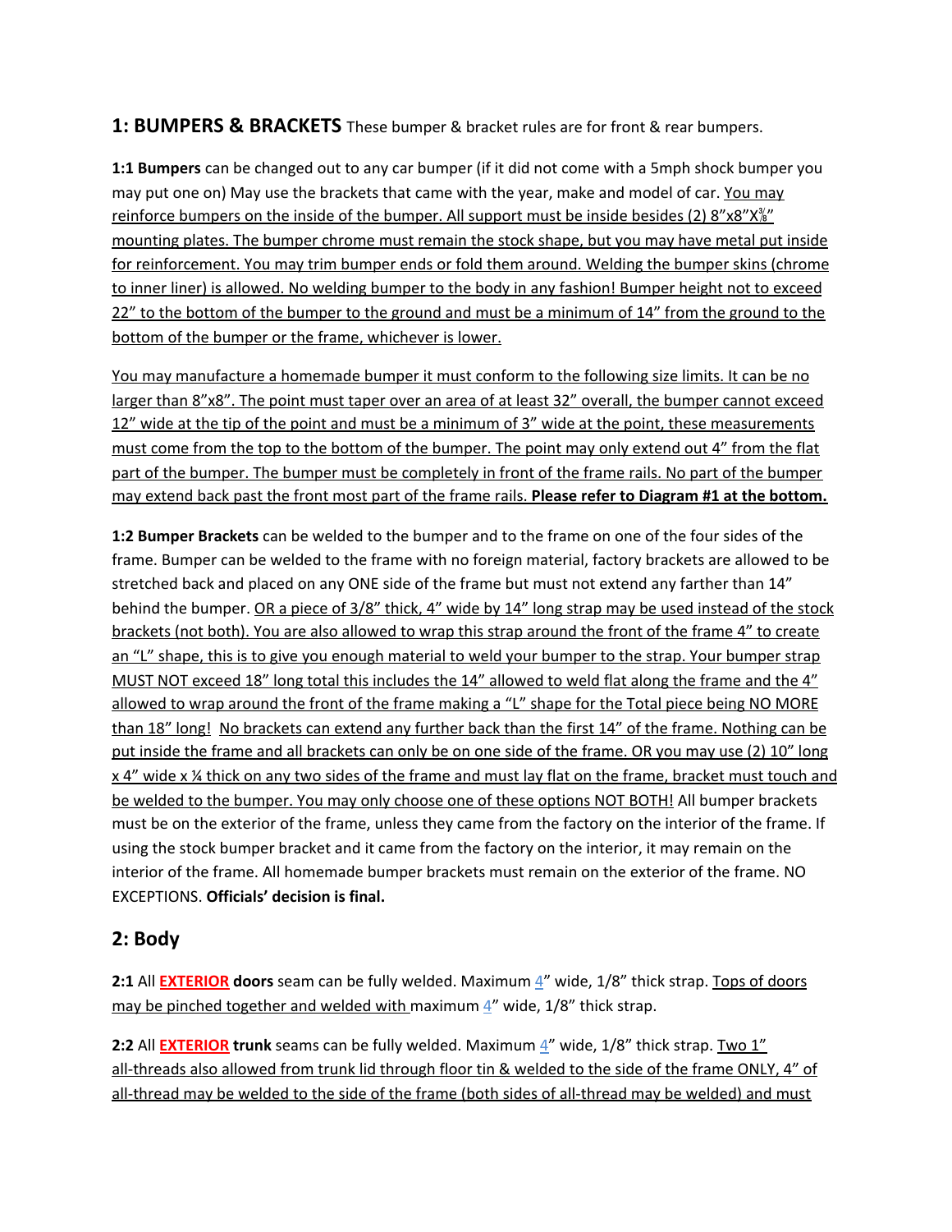## 1: BUMPERS & BRACKETS These bumper & bracket rules are for front & rear bumpers.

**1:1 Bumpers** can be changed out to any car bumper (if it did not come with a 5mph shock bumper you may put one on) May use the brackets that came with the year, make and model of car. You may reinforce bumpers on the inside of the bumper. All support must be inside besides (2) 8”x8”X⅜” mounting plates. The bumper chrome must remain the stock shape, but you may have metal put inside for reinforcement. You may trim bumper ends or fold them around. Welding the bumper skins (chrome to inner liner) is allowed. No welding bumper to the body in any fashion! Bumper height not to exceed 22” to the bottom of the bumper to the ground and must be a minimum of 14” from the ground to the bottom of the bumper or the frame, whichever is lower.

You may manufacture a homemade bumper it must conform to the following size limits. It can be no larger than 8”x8”. The point must taper over an area of at least 32” overall, the bumper cannot exceed 12” wide at the tip of the point and must be a minimum of 3” wide at the point, these measurements must come from the top to the bottom of the bumper. The point may only extend out 4” from the flat part of the bumper. The bumper must be completely in front of the frame rails. No part of the bumper may extend back past the front most part of the frame rails. **Please refer to Diagram #1 at the bottom.**

**1:2 Bumper Brackets** can be welded to the bumper and to the frame on one of the four sides of the frame. Bumper can be welded to the frame with no foreign material, factory brackets are allowed to be stretched back and placed on any ONE side of the frame but must not extend any farther than 14” behind the bumper. OR a piece of 3/8” thick, 4” wide by 14” long strap may be used instead of the stock brackets (not both). You are also allowed to wrap this strap around the front of the frame 4” to create an “L” shape, this is to give you enough material to weld your bumper to the strap. Your bumper strap MUST NOT exceed 18” long total this includes the 14” allowed to weld flat along the frame and the 4” allowed to wrap around the front of the frame making a “L” shape for the Total piece being NO MORE than 18” long! No brackets can extend any further back than the first 14” of the frame. Nothing can be put inside the frame and all brackets can only be on one side of the frame. OR you may use (2) 10” long x 4” wide x ¼ thick on any two sides of the frame and must lay flat on the frame, bracket must touch and be welded to the bumper. You may only choose one of these options NOT BOTH! All bumper brackets must be on the exterior of the frame, unless they came from the factory on the interior of the frame. If using the stock bumper bracket and it came from the factory on the interior, it may remain on the interior of the frame. All homemade bumper brackets must remain on the exterior of the frame. NO EXCEPTIONS. **Officials’ decision is final.**

## 2: Body

**2:1** All **EXTERIOR doors** seam can be fully welded. Maximum 4” wide, 1/8” thick strap. Tops of doors may be pinched together and welded with maximum 4” wide, 1/8” thick strap.

**2:2** All **EXTERIOR trunk** seams can be fully welded. Maximum 4” wide, 1/8” thick strap. Two 1” all-threads also allowed from trunk lid through floor tin & welded to the side of the frame ONLY, 4” of all-thread may be welded to the side of the frame (both sides of all-thread may be welded) and must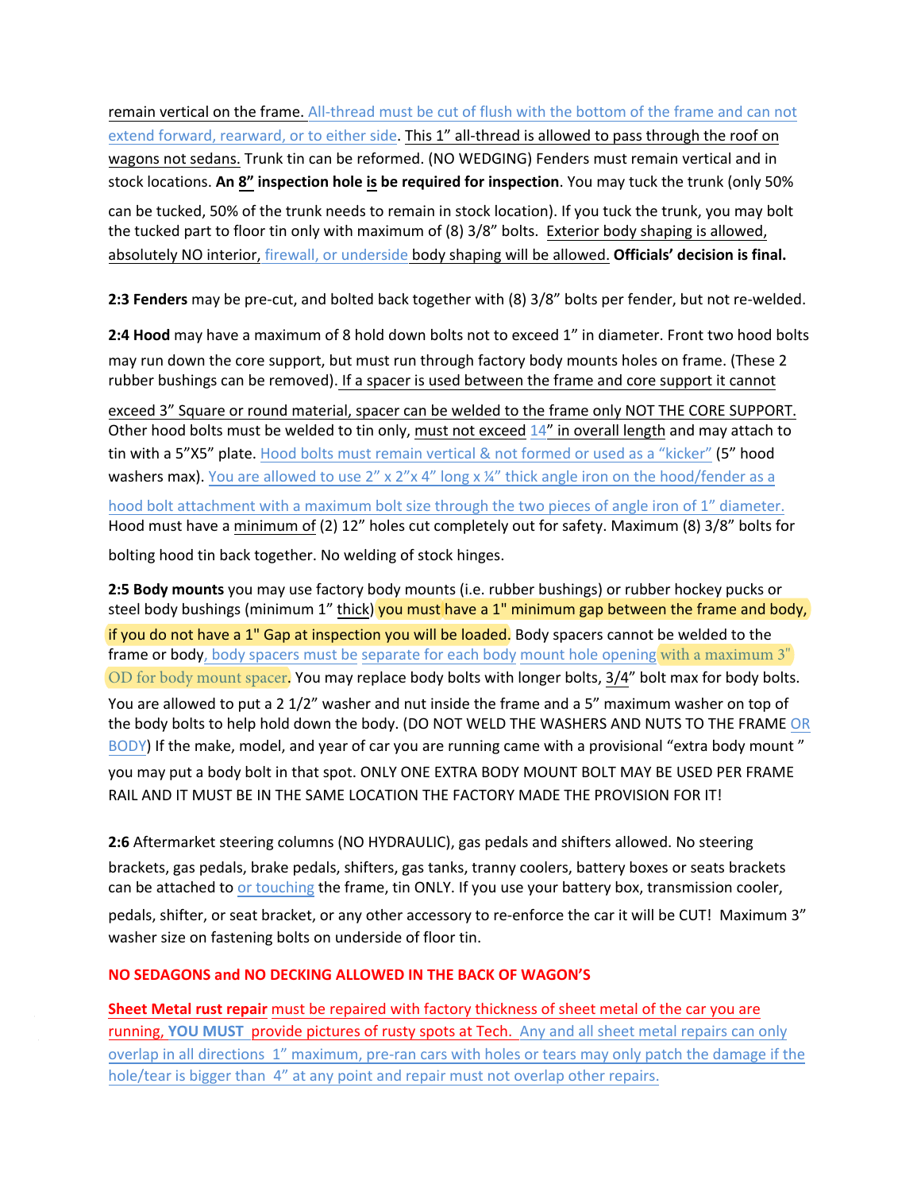remain vertical on the frame. All-thread must be cut of flush with the bottom of the frame and can not extend forward, rearward, or to either side. This 1" all-thread is allowed to pass through the roof on wagons not sedans. Trunk tin can be reformed. (NO WEDGING) Fenders must remain vertical and in stock locations. **An 8" inspection hole is be required for inspection**. You may tuck the trunk (only 50% can be tucked, 50% of the trunk needs to remain in stock location). If you tuck the trunk, you may bolt the tucked part to floor tin only with maximum of (8) 3/8" bolts. Exterior body shaping is allowed, absolutely NO interior, firewall, or underside body shaping will be allowed. **Officials' decision is final.**

**2:3 Fenders** may be pre-cut, and bolted back together with (8) 3/8" bolts per fender, but not re-welded.

**2:4 Hood** may have a maximum of 8 hold down bolts not to exceed 1" in diameter. Front two hood bolts may run down the core support, but must run through factory body mounts holes on frame. (These 2 rubber bushings can be removed). If a spacer is used between the frame and core support it cannot exceed 3" Square or round material, spacer can be welded to the frame only NOT THE CORE SUPPORT. Other hood bolts must be welded to tin only, must not exceed 14" in overall length and may attach to tin with a 5"X5" plate. Hood bolts must remain vertical & not formed or used as a "kicker" (5" hood washers max). You are allowed to use 2" x 2"x 4" long x ¼" thick angle iron on the hood/fender as a hood bolt attachment with a maximum bolt size through the two pieces of angle iron of 1" diameter. Hood must have a minimum of (2) 12" holes cut completely out for safety. Maximum (8) 3/8" bolts for bolting hood tin back together. No welding of stock hinges.

**2:5 Body mounts** you may use factory body mounts (i.e. rubber bushings) or rubber hockey pucks or steel body bushings (minimum 1" thick) you must have a 1" minimum gap between the frame and body, if you do not have a 1" Gap at inspection you will be loaded. Body spacers cannot be welded to the frame or body, body spacers must be separate for each body mount hole opening with a maximum 3" OD for body mount spacer. You may replace body bolts with longer bolts, 3/4" bolt max for body bolts. You are allowed to put a 2 1/2" washer and nut inside the frame and a 5" maximum washer on top of the body bolts to help hold down the body. (DO NOT WELD THE WASHERS AND NUTS TO THE FRAME OR BODY) If the make, model, and year of car you are running came with a provisional "extra body mount " you may put a body bolt in that spot. ONLY ONE EXTRA BODY MOUNT BOLT MAY BE USED PER FRAME RAIL AND IT MUST BE IN THE SAME LOCATION THE FACTORY MADE THE PROVISION FOR IT!

**2:6** Aftermarket steering columns (NO HYDRAULIC), gas pedals and shifters allowed. No steering brackets, gas pedals, brake pedals, shifters, gas tanks, tranny coolers, battery boxes or seats brackets can be attached to or touching the frame, tin ONLY. If you use your battery box, transmission cooler, pedals, shifter, or seat bracket, or any other accessory to re-enforce the car it will be CUT! Maximum 3" washer size on fastening bolts on underside of floor tin.

**NO SEDAGONS and NO DECKING ALLOWED IN THE BACK OF WAGON'S**

**Sheet Metal rust repair** must be repaired with factory thickness of sheet metal of the car you are running, **YOU MUST** provide pictures of rusty spots at Tech. Any and all sheet metal repairs can only overlap in all directions 1" maximum, pre-ran cars with holes or tears may only patch the damage if the hole/tear is bigger than 4" at any point and repair must not overlap other repairs.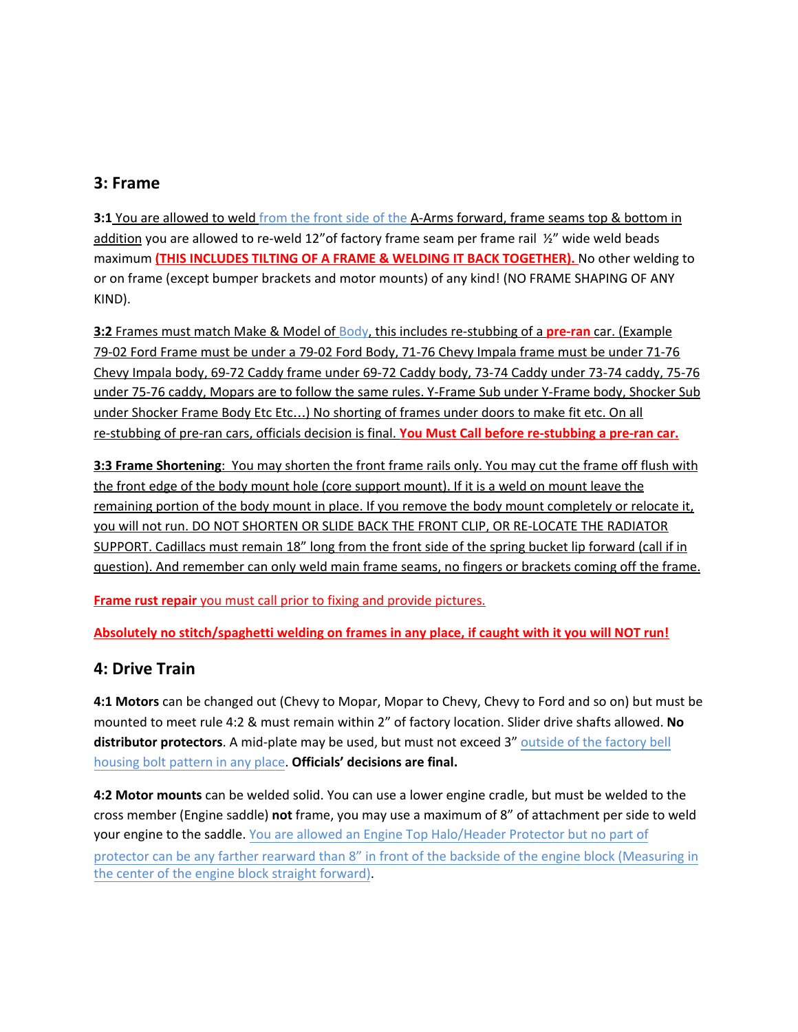## 3: Frame

**3:1** You are allowed to weld from the front side of the A-Arms forward, frame seams top & bottom in addition you are allowed to re-weld 12"of factory frame seam per frame rail ½" wide weld beads maximum **(THIS INCLUDES TILTING OF A FRAME & WELDING IT BACK TOGETHER).** No other welding to or on frame (except bumper brackets and motor mounts) of any kind! (NO FRAME SHAPING OF ANY KIND).

**3:2** Frames must match Make & Model of Body, this includes re-stubbing of a **pre-ran** car. (Example 79-02 Ford Frame must be under a 79-02 Ford Body, 71-76 Chevy Impala frame must be under 71-76 Chevy Impala body, 69-72 Caddy frame under 69-72 Caddy body, 73-74 Caddy under 73-74 caddy, 75-76 under 75-76 caddy, Mopars are to follow the same rules. Y-Frame Sub under Y-Frame body, Shocker Sub under Shocker Frame Body Etc Etc…) No shorting of frames under doors to make fit etc. On all re-stubbing of pre-ran cars, officials decision is final. **You Must Call before re-stubbing a pre-ran car.**

**3:3 Frame Shortening**: You may shorten the front frame rails only. You may cut the frame off flush with the front edge of the body mount hole (core support mount). If it is a weld on mount leave the remaining portion of the body mount in place. If you remove the body mount completely or relocate it, you will not run. DO NOT SHORTEN OR SLIDE BACK THE FRONT CLIP, OR RE-LOCATE THE RADIATOR SUPPORT. Cadillacs must remain 18" long from the front side of the spring bucket lip forward (call if in question). And remember can only weld main frame seams, no fingers or brackets coming off the frame.

**Frame rust repair** you must call prior to fixing and provide pictures.

**Absolutely no stitch/spaghetti welding on frames in any place, if caught with it you will NOT run!**

## 4: Drive Train

**4:1 Motors** can be changed out (Chevy to Mopar, Mopar to Chevy, Chevy to Ford and so on) but must be mounted to meet rule 4:2 & must remain within 2" of factory location. Slider drive shafts allowed. **No distributor protectors**. A mid-plate may be used, but must not exceed 3" outside of the factory bell housing bolt pattern in any place. **Officials' decisions are final.**

**4:2 Motor mounts** can be welded solid. You can use a lower engine cradle, but must be welded to the cross member (Engine saddle) **not** frame, you may use a maximum of 8" of attachment per side to weld your engine to the saddle. You are allowed an Engine Top Halo/Header Protector but no part of protector can be any farther rearward than 8" in front of the backside of the engine block (Measuring in the center of the engine block straight forward).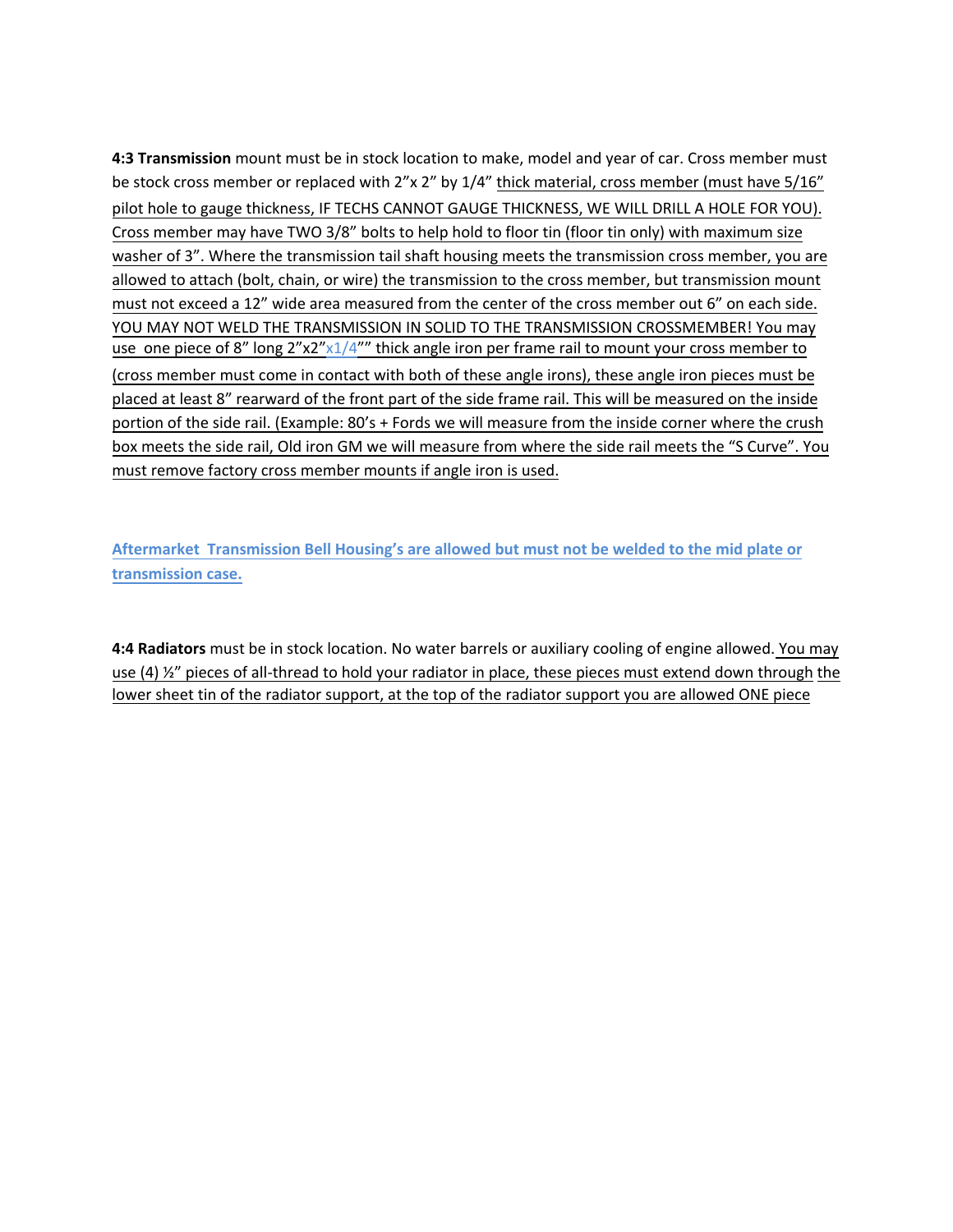**4:3 Transmission** mount must be in stock location to make, model and year of car. Cross member must be stock cross member or replaced with 2”x 2” by 1/4” thick material, cross member (must have 5/16” pilot hole to gauge thickness, IF TECHS CANNOT GAUGE THICKNESS, WE WILL DRILL A HOLE FOR YOU). Cross member may have TWO 3/8” bolts to help hold to floor tin (floor tin only) with maximum size washer of 3”. Where the transmission tail shaft housing meets the transmission cross member, you are allowed to attach (bolt, chain, or wire) the transmission to the cross member, but transmission mount must not exceed a 12” wide area measured from the center of the cross member out 6” on each side. YOU MAY NOT WELD THE TRANSMISSION IN SOLID TO THE TRANSMISSION CROSSMEMBER! You may use one piece of 8” long 2”x2”x1/4”” thick angle iron per frame rail to mount your cross member to (cross member must come in contact with both of these angle irons), these angle iron pieces must be placed at least 8” rearward of the front part of the side frame rail. This will be measured on the inside portion of the side rail. (Example: 80’s + Fords we will measure from the inside corner where the crush box meets the side rail, Old iron GM we will measure from where the side rail meets the “S Curve”. You must remove factory cross member mounts if angle iron is used.

**Aftermarket Transmission Bell Housing’s are allowed but must not be welded to the mid plate or transmission case.**

**4:4 Radiators** must be in stock location. No water barrels or auxiliary cooling of engine allowed. You may use (4) ½” pieces of all-thread to hold your radiator in place, these pieces must extend down through the lower sheet tin of the radiator support, at the top of the radiator support you are allowed ONE piece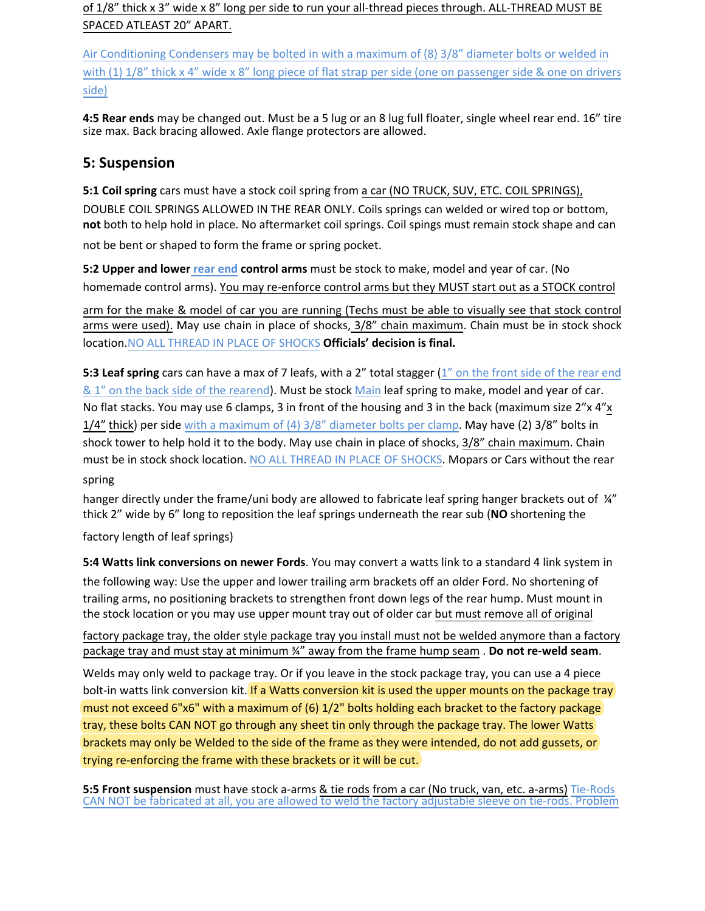of 1/8" thick x 3" wide x 8" long per side to run your all-thread pieces through. ALL-THREAD MUST BE SPACED ATLEAST 20" APART.

Air Conditioning Condensers may be bolted in with a maximum of (8) 3/8" diameter bolts or welded in with (1) 1/8" thick x 4" wide x 8" long piece of flat strap per side (one on passenger side & one on drivers side)

**4:5 Rear ends** may be changed out. Must be a 5 lug or an 8 lug full floater, single wheel rear end. 16" tire size max. Back bracing allowed. Axle flange protectors are allowed.

## 5: Suspension

**5:1 Coil spring** cars must have a stock coil spring from a car (NO TRUCK, SUV, ETC. COIL SPRINGS), DOUBLE COIL SPRINGS ALLOWED IN THE REAR ONLY. Coils springs can welded or wired top or bottom, **not** both to help hold in place. No aftermarket coil springs. Coil spings must remain stock shape and can not be bent or shaped to form the frame or spring pocket.

**5:2 Upper and lower rear end control arms** must be stock to make, model and year of car. (No homemade control arms). You may re-enforce control arms but they MUST start out as a STOCK control arm for the make & model of car you are running (Techs must be able to visually see that stock control arms were used). May use chain in place of shocks, 3/8" chain maximum. Chain must be in stock shock location. NO ALL THREAD IN PLACE OF SHOCKS **Officials' decision is final.**

**5:3 Leaf spring** cars can have a max of 7 leafs, with a 2" total stagger (1" on the front side of the rear end & 1" on the back side of the rearend). Must be stock Main leaf spring to make, model and year of car. No flat stacks. You may use 6 clamps, 3 in front of the housing and 3 in the back (maximum size 2"x 4"x 1/4" thick) per side with a maximum of (4) 3/8" diameter bolts per clamp. May have (2) 3/8" bolts in shock tower to help hold it to the body. May use chain in place of shocks, 3/8" chain maximum. Chain must be in stock shock location. NO ALL THREAD IN PLACE OF SHOCKS. Mopars or Cars without the rear spring hanger directly under the frame/uni body are allowed to fabricate leaf spring hanger brackets out of ¼" thick 2" wide by 6" long to reposition the leaf springs underneath the rear sub (**NO** shortening the factory length of leaf springs)

**5:4 Watts link conversions on newer Fords**. You may convert a watts link to a standard 4 link system in the following way: Use the upper and lower trailing arm brackets off an older Ford. No shortening of trailing arms, no positioning brackets to strengthen front down legs of the rear hump. Must mount in the stock location or you may use upper mount tray out of older car but must remove all of original factory package tray, the older style package tray you install must not be welded anymore than a factory package tray and must stay at minimum ¾" away from the frame hump seam . **Do not re-weld seam**.

Welds may only weld to package tray. Or if you leave in the stock package tray, you can use a 4 piece bolt-in watts link conversion kit. If a Watts conversion kit is used the upper mounts on the package tray must not exceed 6"x6" with a maximum of (6) 1/2" bolts holding each bracket to the factory package tray, these bolts CAN NOT go through any sheet tin only through the package tray. The lower Watts brackets may only be Welded to the side of the frame as they were intended, do not add gussets, or trying re-enforcing the frame with these brackets or it will be cut.

**5:5 Front suspension** must have stock a-arms & tie rods from a car (No truck, van, etc. a-arms) Tie-Rods CAN NOT be fabricated at all, you are allowed to weld the factory adjustable sleeve on tie-rods. Problem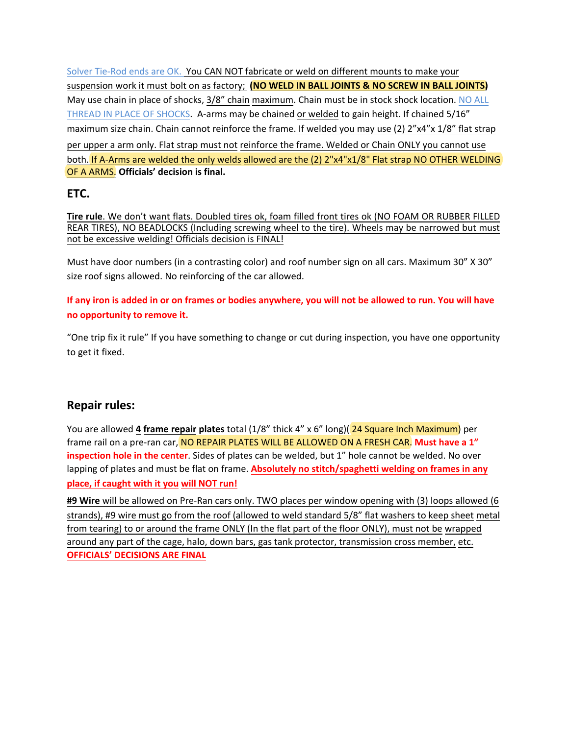Solver Tie-Rod ends are OK. You CAN NOT fabricate or weld on different mounts to make your suspension work it must bolt on as factory; **(NO WELD IN BALL JOINTS & NO SCREW IN BALL JOINTS)** May use chain in place of shocks, 3/8" chain maximum. Chain must be in stock shock location. NO ALL THREAD IN PLACE OF SHOCKS. A-arms may be chained or welded to gain height. If chained 5/16" maximum size chain. Chain cannot reinforce the frame. If welded you may use (2) 2"x4"x 1/8" flat strap per upper a arm only. Flat strap must not reinforce the frame. Welded or Chain ONLY you cannot use both. If A-Arms are welded the only welds allowed are the (2) 2"x4"x1/8" Flat strap NO OTHER WELDING OF A ARMS. **Officials' decision is final.**

## ETC.

**Tire rule**. We don't want flats. Doubled tires ok, foam filled front tires ok (NO FOAM OR RUBBER FILLED REAR TIRES), NO BEADLOCKS (Including screwing wheel to the tire). Wheels may be narrowed but must not be excessive welding! Officials decision is FINAL!

Must have door numbers (in a contrasting color) and roof number sign on all cars. Maximum 30" X 30" size roof signs allowed. No reinforcing of the car allowed.

**If any iron is added in or on frames or bodies anywhere, you will not be allowed to run. You will have no opportunity to remove it.**

"One trip fix it rule" If you have something to change or cut during inspection, you have one opportunity to get it fixed.

## Repair rules:

You are allowed **4 frame repair plates** total (1/8" thick 4" x 6" long)( 24 Square Inch Maximum) per frame rail on a pre-ran car, NO REPAIR PLATES WILL BE ALLOWED ON A FRESH CAR. **Must have a 1" inspection hole in the center**. Sides of plates can be welded, but 1" hole cannot be welded. No over lapping of plates and must be flat on frame. **Absolutely no stitch/spaghetti welding on frames in any place, if caught with it you will NOT run!**

**#9 Wire** will be allowed on Pre-Ran cars only. TWO places per window opening with (3) loops allowed (6 strands), #9 wire must go from the roof (allowed to weld standard 5/8" flat washers to keep sheet metal from tearing) to or around the frame ONLY (In the flat part of the floor ONLY), must not be wrapped around any part of the cage, halo, down bars, gas tank protector, transmission cross member, etc. **OFFICIALS' DECISIONS ARE FINAL**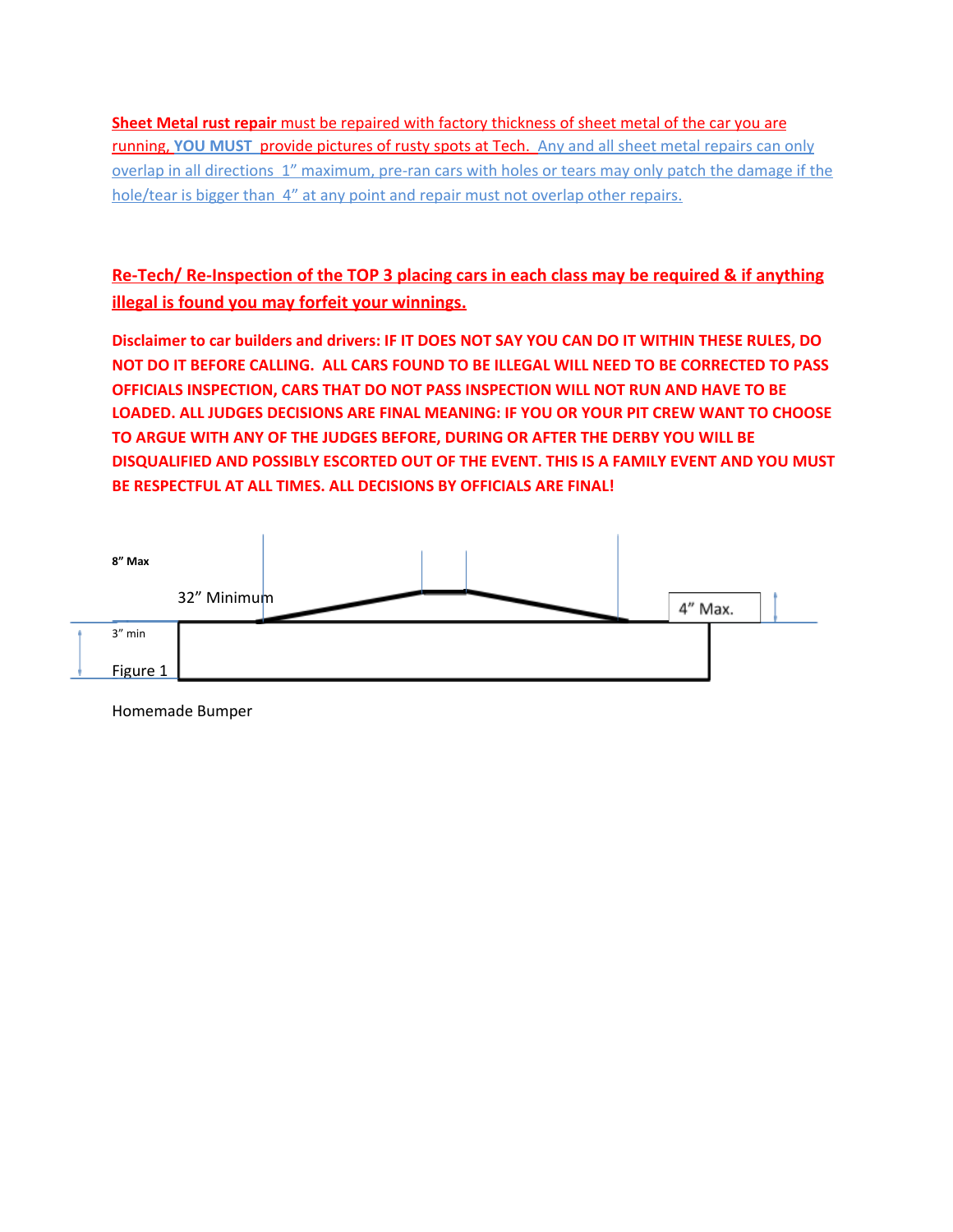**Sheet Metal rust repair** must be repaired with factory thickness of sheet metal of the car you are running, **YOU MUST** provide pictures of rusty spots at Tech. Any and all sheet metal repairs can only overlap in all directions 1" maximum, pre-ran cars with holes or tears may only patch the damage if the hole/tear is bigger than 4" at any point and repair must not overlap other repairs.

**Re-Tech/ Re-Inspection of the TOP 3 placing cars in each class may be required & if anything illegal is found you may forfeit your winnings.**

**Disclaimer to car builders and drivers: IF IT DOES NOT SAY YOU CAN DO IT WITHIN THESE RULES, DO NOT DO IT BEFORE CALLING. ALL CARS FOUND TO BE ILLEGAL WILL NEED TO BE CORRECTED TO PASS OFFICIALS INSPECTION, CARS THAT DO NOT PASS INSPECTION WILL NOT RUN AND HAVE TO BE LOADED. ALL JUDGES DECISIONS ARE FINAL MEANING: IF YOU OR YOUR PIT CREW WANT TO CHOOSE TO ARGUE WITH ANY OF THE JUDGES BEFORE, DURING OR AFTER THE DERBY YOU WILL BE DISQUALIFIED AND POSSIBLY ESCORTED OUT OF THE EVENT. THIS IS A FAMILY EVENT AND YOU MUST BE RESPECTFUL AT ALL TIMES. ALL DECISIONS BY OFFICIALS ARE FINAL!**

8" Max

32" Minimum

4" Max.

3" min

Figure 1

Homemade Bumper